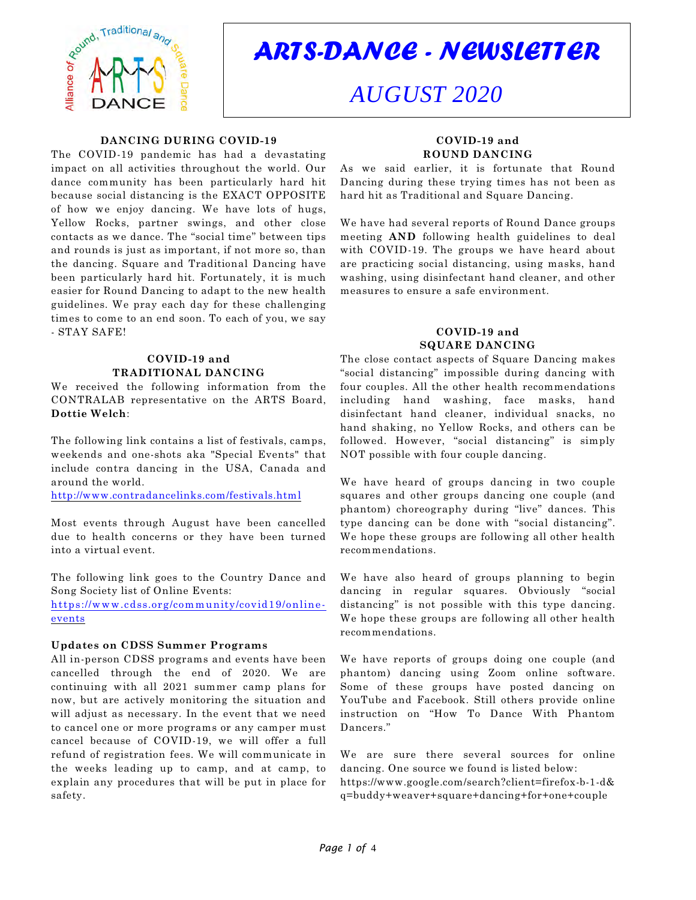# ARTS-DANCE - NEWSLETTER

## AUGUST 2020

### DANCING DURING COVID-19

The COVID-19 pandemic has had a devastating impact on all activities throughout the world. Our dance community has been particularly hard hit because social distancing is the EXACT OPPOSITE of how we enjoy dancing. We have lots of hugs, Yellow Rocks, partner swings, and other close contacts as we dance. The "social time" between tips and rounds is just as important, if not more so, than the dancing. Square and Traditional Dancing have been particularly hard hit. Fortunately, it is much easier for Round Dancing to adapt to the new health guidelines. We pray each day for these challenging times to come to an end soon. To each of you, we say - STAY SAFE!

### COVID-19 and TRADITIONAL DANCING

We received the following information from the CONTRALAB representative on the ARTS Board, **Dottie Welch**:

The following link contains a list of festivals, camps, weekends and one-shots aka "Special Events" that include contra dancing in the USA, Canada and around the world.
http://www.contradancelinks.com/festivals.html

Most events through August have been cancelled due to health concerns or they have been turned into a virtual event.

The following link goes to the Country Dance and Song Society list of Online Events:
https://www.cdss.org/community/covid19/online-events

**Updates on CDSS Summer Programs**

All in-person CDSS programs and events have been cancelled through the end of 2020. We are continuing with all 2021 summer camp plans for now, but are actively monitoring the situation and will adjust as necessary. In the event that we need to cancel one or more programs or any camper must cancel because of COVID-19, we will offer a full refund of registration fees. We will communicate in the weeks leading up to camp, and at camp, to explain any procedures that will be put in place for safety.

### COVID-19 and ROUND DANCING

As we said earlier, it is fortunate that Round Dancing during these trying times has not been as hard hit as Traditional and Square Dancing.

We have had several reports of Round Dance groups meeting **AND** following health guidelines to deal with COVID-19. The groups we have heard about are practicing social distancing, using masks, hand washing, using disinfectant hand cleaner, and other measures to ensure a safe environment.

### COVID-19 and SQUARE DANCING

The close contact aspects of Square Dancing makes "social distancing" impossible during dancing with four couples. All the other health recommendations including hand washing, face masks, hand disinfectant hand cleaner, individual snacks, no hand shaking, no Yellow Rocks, and others can be followed. However, "social distancing" is simply NOT possible with four couple dancing.

We have heard of groups dancing in two couple squares and other groups dancing one couple (and phantom) choreography during "live" dances. This type dancing can be done with "social distancing". We hope these groups are following all other health recommendations.

We have also heard of groups planning to begin dancing in regular squares. Obviously "social distancing" is not possible with this type dancing. We hope these groups are following all other health recommendations.

We have reports of groups doing one couple (and phantom) dancing using Zoom online software. Some of these groups have posted dancing on YouTube and Facebook. Still others provide online instruction on "How To Dance With Phantom Dancers."

We are sure there several sources for online dancing. One source we found is listed below:
https://www.google.com/search?client=firefox-b-1-d&q=buddy+weaver+square+dancing+for+one+couple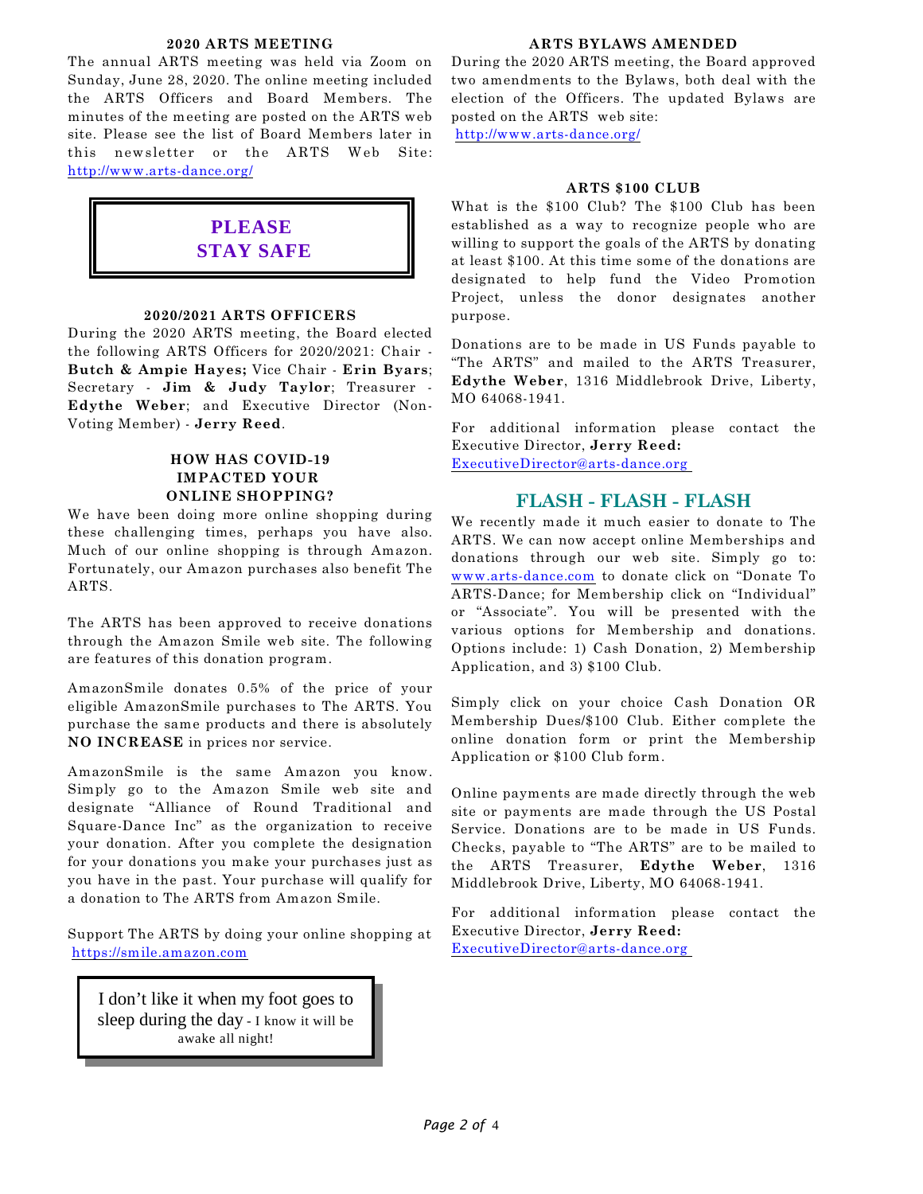## 2020 ARTS MEETING

The annual ARTS meeting was held via Zoom on Sunday, June 28, 2020. The online meeting included the ARTS Officers and Board Members. The minutes of the meeting are posted on the ARTS web site. Please see the list of Board Members later in this newsletter or the ARTS Web Site: http://www.arts-dance.org/

**PLEASE STAY SAFE**

## 2020/2021 ARTS OFFICERS

During the 2020 ARTS meeting, the Board elected the following ARTS Officers for 2020/2021: Chair - **Butch & Ampie Hayes;** Vice Chair - **Erin Byars**; Secretary - **Jim & Judy Taylor**; Treasurer - **Edythe Weber**; and Executive Director (Non-Voting Member) - **Jerry Reed**.

## HOW HAS COVID-19 IMPACTED YOUR ONLINE SHOPPING?

We have been doing more online shopping during these challenging times, perhaps you have also. Much of our online shopping is through Amazon. Fortunately, our Amazon purchases also benefit The ARTS.

The ARTS has been approved to receive donations through the Amazon Smile web site. The following are features of this donation program.

AmazonSmile donates 0.5% of the price of your eligible AmazonSmile purchases to The ARTS. You purchase the same products and there is absolutely **NO INCREASE** in prices nor service.

AmazonSmile is the same Amazon you know. Simply go to the Amazon Smile web site and designate "Alliance of Round Traditional and Square-Dance Inc" as the organization to receive your donation. After you complete the designation for your donations you make your purchases just as you have in the past. Your purchase will qualify for a donation to The ARTS from Amazon Smile.

Support The ARTS by doing your online shopping at https://smile.amazon.com

I don't like it when my foot goes to sleep during the day - I know it will be awake all night!

## ARTS BYLAWS AMENDED

During the 2020 ARTS meeting, the Board approved two amendments to the Bylaws, both deal with the election of the Officers. The updated Bylaws are posted on the ARTS web site:
http://www.arts-dance.org/

## ARTS $100 CLUB

What is the $100 Club? The $100 Club has been established as a way to recognize people who are willing to support the goals of the ARTS by donating at least $100. At this time some of the donations are designated to help fund the Video Promotion Project, unless the donor designates another purpose.

Donations are to be made in US Funds payable to "The ARTS" and mailed to the ARTS Treasurer, **Edythe Weber**, 1316 Middlebrook Drive, Liberty, MO 64068-1941.

For additional information please contact the Executive Director, **Jerry Reed:**
ExecutiveDirector@arts-dance.org

## FLASH - FLASH - FLASH

We recently made it much easier to donate to The ARTS. We can now accept online Memberships and donations through our web site. Simply go to: www.arts-dance.com to donate click on "Donate To ARTS-Dance; for Membership click on "Individual" or "Associate". You will be presented with the various options for Membership and donations. Options include: 1) Cash Donation, 2) Membership Application, and 3) $100 Club.

Simply click on your choice Cash Donation OR Membership Dues/$100 Club. Either complete the online donation form or print the Membership Application or $100 Club form.

Online payments are made directly through the web site or payments are made through the US Postal Service. Donations are to be made in US Funds. Checks, payable to "The ARTS" are to be mailed to the ARTS Treasurer, **Edythe Weber**, 1316 Middlebrook Drive, Liberty, MO 64068-1941.

For additional information please contact the Executive Director, **Jerry Reed:**
ExecutiveDirector@arts-dance.org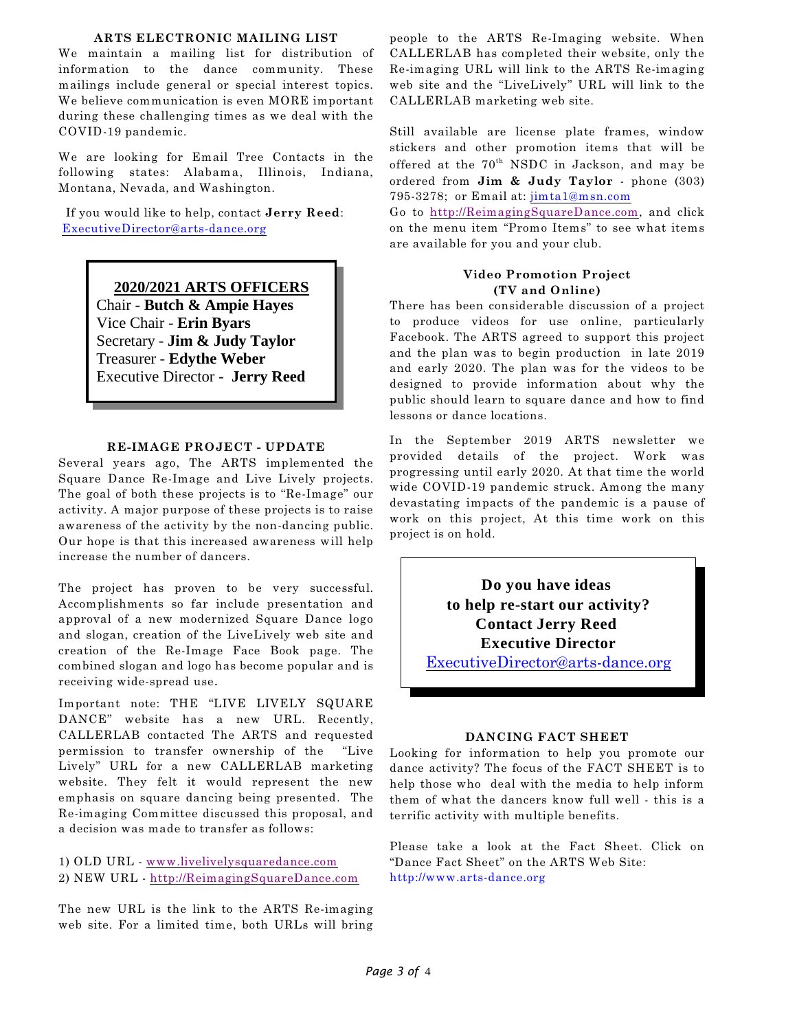## ARTS ELECTRONIC MAILING LIST

We maintain a mailing list for distribution of information to the dance community. These mailings include general or special interest topics. We believe communication is even MORE important during these challenging times as we deal with the COVID-19 pandemic.

We are looking for Email Tree Contacts in the following states: Alabama, Illinois, Indiana, Montana, Nevada, and Washington.

If you would like to help, contact **Jerry Reed**: ExecutiveDirector@arts-dance.org

**2020/2021 ARTS OFFICERS**

Chair - **Butch & Ampie Hayes**
Vice Chair - **Erin Byars**
Secretary - **Jim & Judy Taylor**
Treasurer - **Edythe Weber**
Executive Director - **Jerry Reed**

## RE-IMAGE PROJECT - UPDATE

Several years ago, The ARTS implemented the Square Dance Re-Image and Live Lively projects. The goal of both these projects is to "Re-Image" our activity. A major purpose of these projects is to raise awareness of the activity by the non-dancing public. Our hope is that this increased awareness will help increase the number of dancers.

The project has proven to be very successful. Accomplishments so far include presentation and approval of a new modernized Square Dance logo and slogan, creation of the LiveLively web site and creation of the Re-Image Face Book page. The combined slogan and logo has become popular and is receiving wide-spread use.

Important note: THE "LIVE LIVELY SQUARE DANCE" website has a new URL. Recently, CALLERLAB contacted The ARTS and requested permission to transfer ownership of the "Live Lively" URL for a new CALLERLAB marketing website. They felt it would represent the new emphasis on square dancing being presented. The Re-imaging Committee discussed this proposal, and a decision was made to transfer as follows:

1) OLD URL - www.livelivelysquaredance.com
2) NEW URL - http://ReimagingSquareDance.com

The new URL is the link to the ARTS Re-imaging web site. For a limited time, both URLs will bring people to the ARTS Re-Imaging website. When CALLERLAB has completed their website, only the Re-imaging URL will link to the ARTS Re-imaging web site and the "LiveLively" URL will link to the CALLERLAB marketing web site.

Still available are license plate frames, window stickers and other promotion items that will be offered at the 70th NSDC in Jackson, and may be ordered from **Jim & Judy Taylor** - phone (303) 795-3278; or Email at: jimta1@msn.com

Go to http://ReimagingSquareDance.com, and click on the menu item "Promo Items" to see what items are available for you and your club.

## Video Promotion Project (TV and Online)

There has been considerable discussion of a project to produce videos for use online, particularly Facebook. The ARTS agreed to support this project and the plan was to begin production in late 2019 and early 2020. The plan was for the videos to be designed to provide information about why the public should learn to square dance and how to find lessons or dance locations.

In the September 2019 ARTS newsletter we provided details of the project. Work was progressing until early 2020. At that time the world wide COVID-19 pandemic struck. Among the many devastating impacts of the pandemic is a pause of work on this project, At this time work on this project is on hold.

**Do you have ideas to help re-start our activity?**
**Contact Jerry Reed**
**Executive Director**
ExecutiveDirector@arts-dance.org

## DANCING FACT SHEET

Looking for information to help you promote our dance activity? The focus of the FACT SHEET is to help those who deal with the media to help inform them of what the dancers know full well - this is a terrific activity with multiple benefits.

Please take a look at the Fact Sheet. Click on "Dance Fact Sheet" on the ARTS Web Site: http://www.arts-dance.org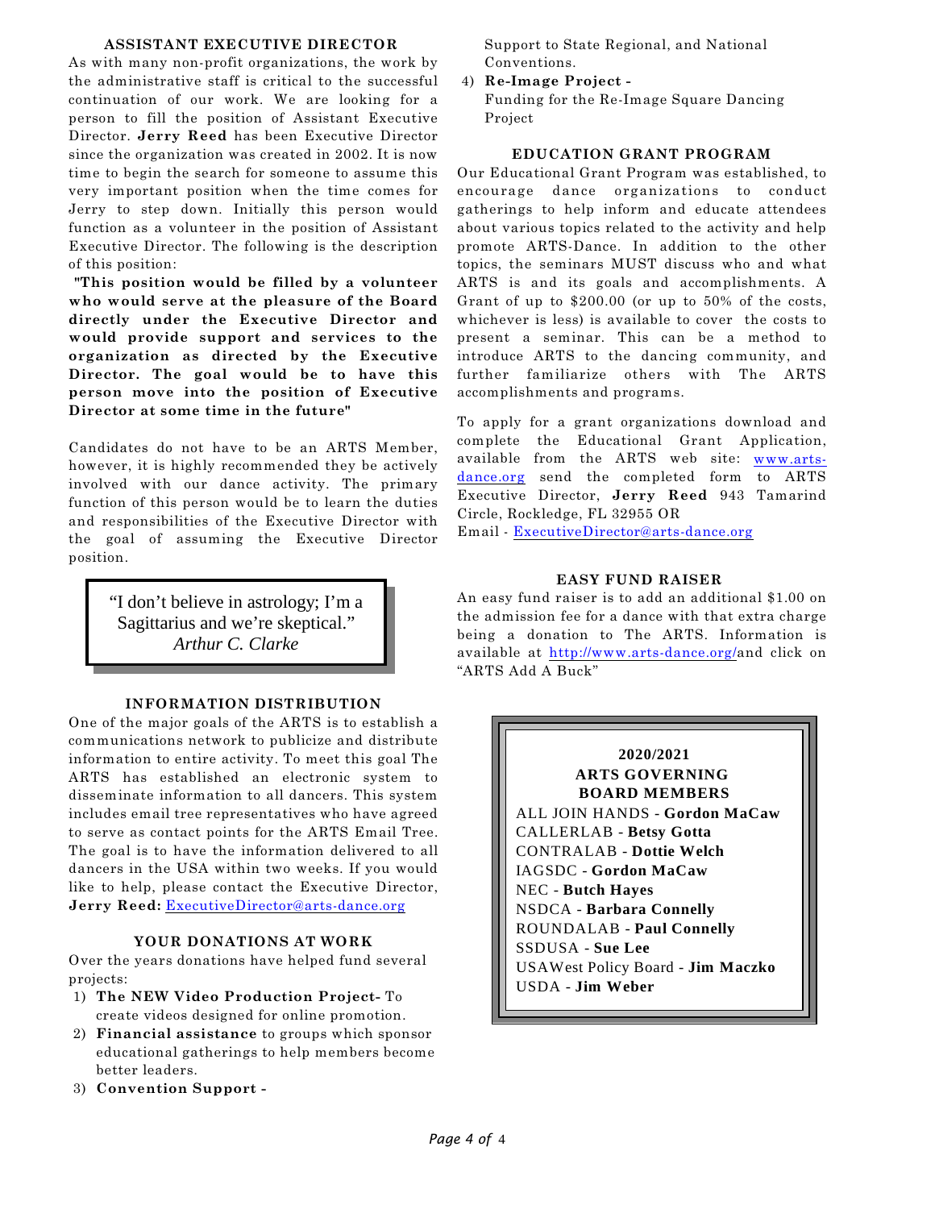## ASSISTANT EXECUTIVE DIRECTOR

As with many non-profit organizations, the work by the administrative staff is critical to the successful continuation of our work. We are looking for a person to fill the position of Assistant Executive Director. **Jerry Reed** has been Executive Director since the organization was created in 2002. It is now time to begin the search for someone to assume this very important position when the time comes for Jerry to step down. Initially this person would function as a volunteer in the position of Assistant Executive Director. The following is the description of this position:

**"This position would be filled by a volunteer who would serve at the pleasure of the Board directly under the Executive Director and would provide support and services to the organization as directed by the Executive Director. The goal would be to have this person move into the position of Executive Director at some time in the future"**

Candidates do not have to be an ARTS Member, however, it is highly recommended they be actively involved with our dance activity. The primary function of this person would be to learn the duties and responsibilities of the Executive Director with the goal of assuming the Executive Director position.

> "I don't believe in astrology; I'm a Sagittarius and we're skeptical."
> *Arthur C. Clarke*

## INFORMATION DISTRIBUTION

One of the major goals of the ARTS is to establish a communications network to publicize and distribute information to entire activity. To meet this goal The ARTS has established an electronic system to disseminate information to all dancers. This system includes email tree representatives who have agreed to serve as contact points for the ARTS Email Tree. The goal is to have the information delivered to all dancers in the USA within two weeks. If you would like to help, please contact the Executive Director, **Jerry Reed:** ExecutiveDirector@arts-dance.org

## YOUR DONATIONS AT WORK

Over the years donations have helped fund several projects:

1) **The NEW Video Production Project-** To create videos designed for online promotion.
2) **Financial assistance** to groups which sponsor educational gatherings to help members become better leaders.
3) **Convention Support -** Support to State Regional, and National Conventions.
4) **Re-Image Project -** Funding for the Re-Image Square Dancing Project

## EDUCATION GRANT PROGRAM

Our Educational Grant Program was established, to encourage dance organizations to conduct gatherings to help inform and educate attendees about various topics related to the activity and help promote ARTS-Dance. In addition to the other topics, the seminars MUST discuss who and what ARTS is and its goals and accomplishments. A Grant of up to $200.00 (or up to 50% of the costs, whichever is less) is available to cover the costs to present a seminar. This can be a method to introduce ARTS to the dancing community, and further familiarize others with The ARTS accomplishments and programs.

To apply for a grant organizations download and complete the Educational Grant Application, available from the ARTS web site: www.arts-dance.org send the completed form to ARTS Executive Director, **Jerry Reed** 943 Tamarind Circle, Rockledge, FL 32955 OR
Email - ExecutiveDirector@arts-dance.org

## EASY FUND RAISER

An easy fund raiser is to add an additional $1.00 on the admission fee for a dance with that extra charge being a donation to The ARTS. Information is available at http://www.arts-dance.org/and click on "ARTS Add A Buck"

**2020/2021**
**ARTS GOVERNING BOARD MEMBERS**

ALL JOIN HANDS - **Gordon MaCaw**
CALLERLAB - **Betsy Gotta**
CONTRALAB - **Dottie Welch**
IAGSDC - **Gordon MaCaw**
NEC - **Butch Hayes**
NSDCA - **Barbara Connelly**
ROUNDALAB - **Paul Connelly**
SSDUSA - **Sue Lee**
USAWest Policy Board - **Jim Maczko**
USDA - **Jim Weber**